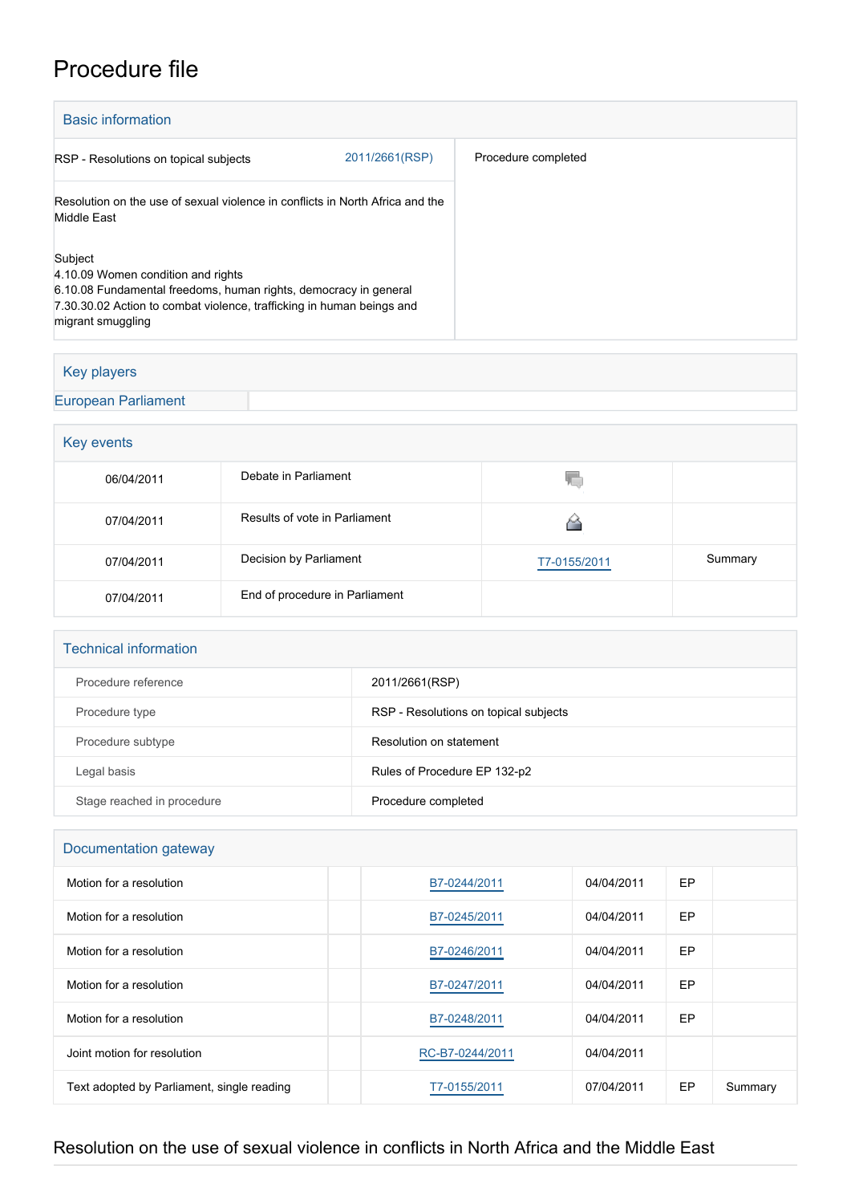# Procedure file

## Basic information

| | | |
|---|---|---|
| RSP - Resolutions on topical subjects | 2011/2661(RSP) | Procedure completed |
| Resolution on the use of sexual violence in conflicts in North Africa and the Middle East<br><br>Subject<br>4.10.09 Women condition and rights<br>6.10.08 Fundamental freedoms, human rights, democracy in general<br>7.30.30.02 Action to combat violence, trafficking in human beings and migrant smuggling | | |

## Key players

European Parliament

## Key events

| | | | |
|---|---|---|---|
| 06/04/2011 | Debate in Parliament | | |
| 07/04/2011 | Results of vote in Parliament | | |
| 07/04/2011 | Decision by Parliament | T7-0155/2011 | Summary |
| 07/04/2011 | End of procedure in Parliament | | |

## Technical information

| | |
|---|---|
| Procedure reference | 2011/2661(RSP) |
| Procedure type | RSP - Resolutions on topical subjects |
| Procedure subtype | Resolution on statement |
| Legal basis | Rules of Procedure EP 132-p2 |
| Stage reached in procedure | Procedure completed |

## Documentation gateway

| | | | | | |
|---|---|---|---|---|---|
| Motion for a resolution | | B7-0244/2011 | 04/04/2011 | EP | |
| Motion for a resolution | | B7-0245/2011 | 04/04/2011 | EP | |
| Motion for a resolution | | B7-0246/2011 | 04/04/2011 | EP | |
| Motion for a resolution | | B7-0247/2011 | 04/04/2011 | EP | |
| Motion for a resolution | | B7-0248/2011 | 04/04/2011 | EP | |
| Joint motion for resolution | | RC-B7-0244/2011 | 04/04/2011 | | |
| Text adopted by Parliament, single reading | | T7-0155/2011 | 07/04/2011 | EP | Summary |

## Resolution on the use of sexual violence in conflicts in North Africa and the Middle East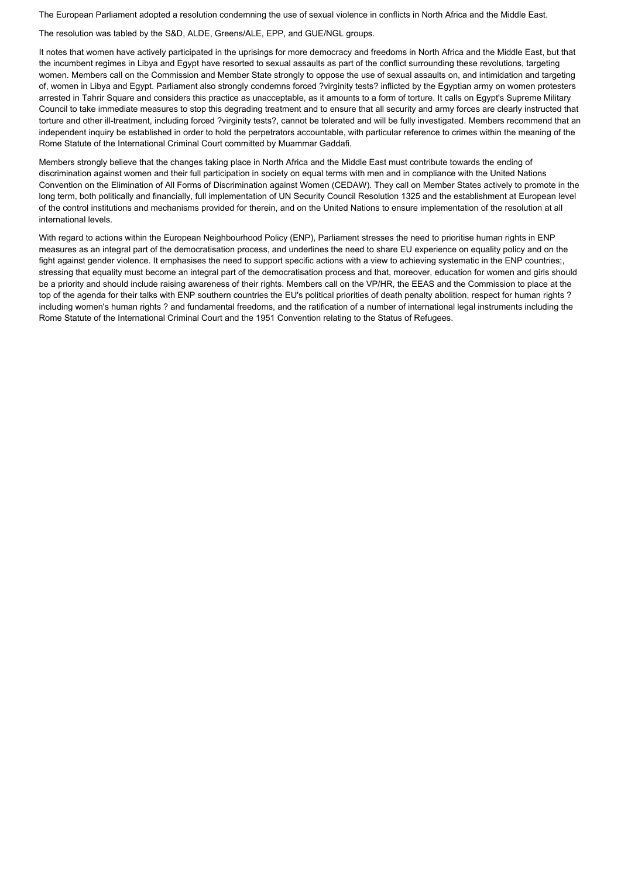The European Parliament adopted a resolution condemning the use of sexual violence in conflicts in North Africa and the Middle East.

The resolution was tabled by the S&D, ALDE, Greens/ALE, EPP, and GUE/NGL groups.

It notes that women have actively participated in the uprisings for more democracy and freedoms in North Africa and the Middle East, but that the incumbent regimes in Libya and Egypt have resorted to sexual assaults as part of the conflict surrounding these revolutions, targeting women. Members call on the Commission and Member State strongly to oppose the use of sexual assaults on, and intimidation and targeting of, women in Libya and Egypt. Parliament also strongly condemns forced ?virginity tests? inflicted by the Egyptian army on women protesters arrested in Tahrir Square and considers this practice as unacceptable, as it amounts to a form of torture. It calls on Egypt's Supreme Military Council to take immediate measures to stop this degrading treatment and to ensure that all security and army forces are clearly instructed that torture and other ill-treatment, including forced ?virginity tests?, cannot be tolerated and will be fully investigated. Members recommend that an independent inquiry be established in order to hold the perpetrators accountable, with particular reference to crimes within the meaning of the Rome Statute of the International Criminal Court committed by Muammar Gaddafi.

Members strongly believe that the changes taking place in North Africa and the Middle East must contribute towards the ending of discrimination against women and their full participation in society on equal terms with men and in compliance with the United Nations Convention on the Elimination of All Forms of Discrimination against Women (CEDAW). They call on Member States actively to promote in the long term, both politically and financially, full implementation of UN Security Council Resolution 1325 and the establishment at European level of the control institutions and mechanisms provided for therein, and on the United Nations to ensure implementation of the resolution at all international levels.

With regard to actions within the European Neighbourhood Policy (ENP), Parliament stresses the need to prioritise human rights in ENP measures as an integral part of the democratisation process, and underlines the need to share EU experience on equality policy and on the fight against gender violence. It emphasises the need to support specific actions with a view to achieving systematic in the ENP countries;, stressing that equality must become an integral part of the democratisation process and that, moreover, education for women and girls should be a priority and should include raising awareness of their rights. Members call on the VP/HR, the EEAS and the Commission to place at the top of the agenda for their talks with ENP southern countries the EU's political priorities of death penalty abolition, respect for human rights ? including women's human rights ? and fundamental freedoms, and the ratification of a number of international legal instruments including the Rome Statute of the International Criminal Court and the 1951 Convention relating to the Status of Refugees.